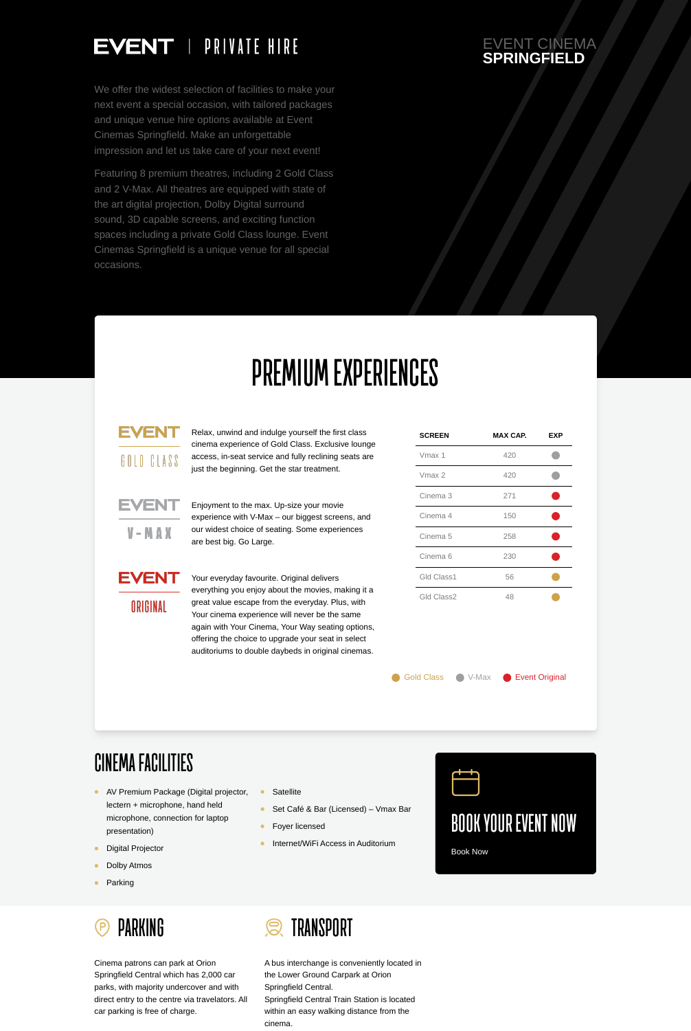# EVENT | PRIVATE HIRE

EVENT CINEMA
**SPRINGFIELD**

We offer the widest selection of facilities to make your next event a special occasion, with tailored packages and unique venue hire options available at Event Cinemas Springfield. Make an unforgettable impression and let us take care of your next event!

Featuring 8 premium theatres, including 2 Gold Class and 2 V-Max. All theatres are equipped with state of the art digital projection, Dolby Digital surround sound, 3D capable screens, and exciting function spaces including a private Gold Class lounge. Event Cinemas Springfield is a unique venue for all special occasions.

## PREMIUM EXPERIENCES

**EVENT GOLD CLASS**

Relax, unwind and indulge yourself the first class cinema experience of Gold Class. Exclusive lounge access, in-seat service and fully reclining seats are just the beginning. Get the star treatment.

**EVENT V-MAX**

Enjoyment to the max. Up-size your movie experience with V-Max – our biggest screens, and our widest choice of seating. Some experiences are best big. Go Large.

**EVENT ORIGINAL**

Your everyday favourite. Original delivers everything you enjoy about the movies, making it a great value escape from the everyday. Plus, with Your cinema experience will never be the same again with Your Cinema, Your Way seating options, offering the choice to upgrade your seat in select auditoriums to double daybeds in original cinemas.

| SCREEN | MAX CAP. | EXP |
|---|---|---|
| Vmax 1 | 420 | V-Max |
| Vmax 2 | 420 | V-Max |
| Cinema 3 | 271 | Event Original |
| Cinema 4 | 150 | Event Original |
| Cinema 5 | 258 | Event Original |
| Cinema 6 | 230 | Event Original |
| Gld Class1 | 56 | Gold Class |
| Gld Class2 | 48 | Gold Class |

Gold Class · V-Max · Event Original

## CINEMA FACILITIES

- AV Premium Package (Digital projector, lectern + microphone, hand held microphone, connection for laptop presentation)
- Digital Projector
- Dolby Atmos
- Parking
- Satellite
- Set Café & Bar (Licensed) – Vmax Bar
- Foyer licensed
- Internet/WiFi Access in Auditorium

## BOOK YOUR EVENT NOW

Book Now

## PARKING

Cinema patrons can park at Orion Springfield Central which has 2,000 car parks, with majority undercover and with direct entry to the centre via travelators. All car parking is free of charge.

## TRANSPORT

A bus interchange is conveniently located in the Lower Ground Carpark at Orion Springfield Central.
Springfield Central Train Station is located within an easy walking distance from the cinema.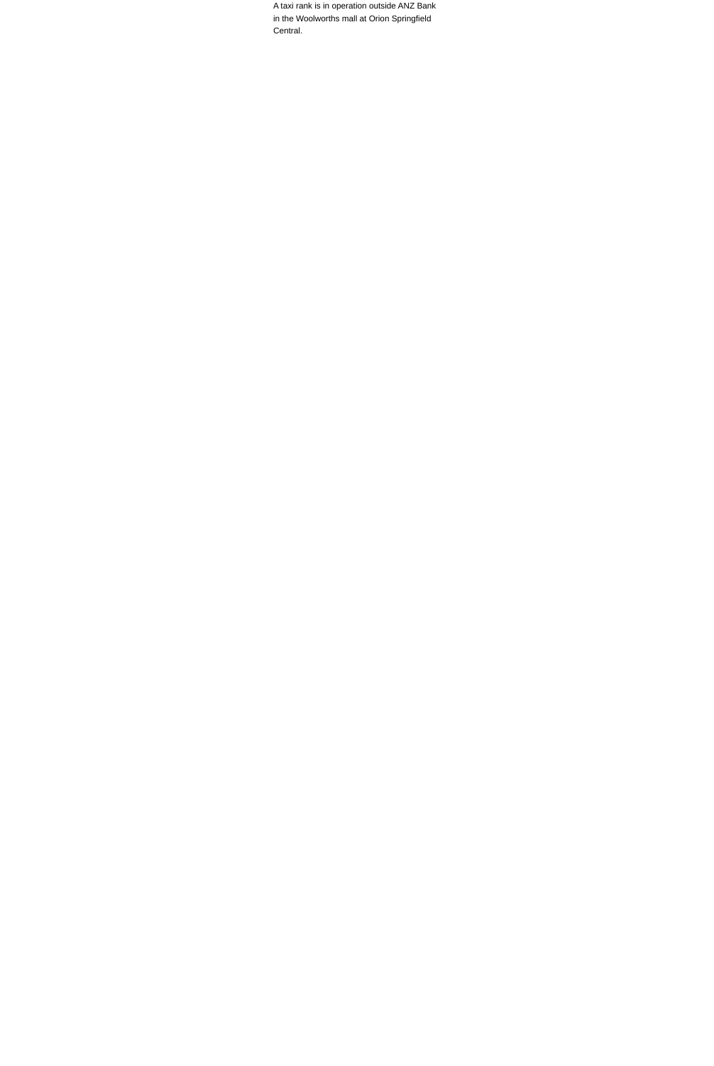A taxi rank is in operation outside ANZ Bank in the Woolworths mall at Orion Springfield Central.